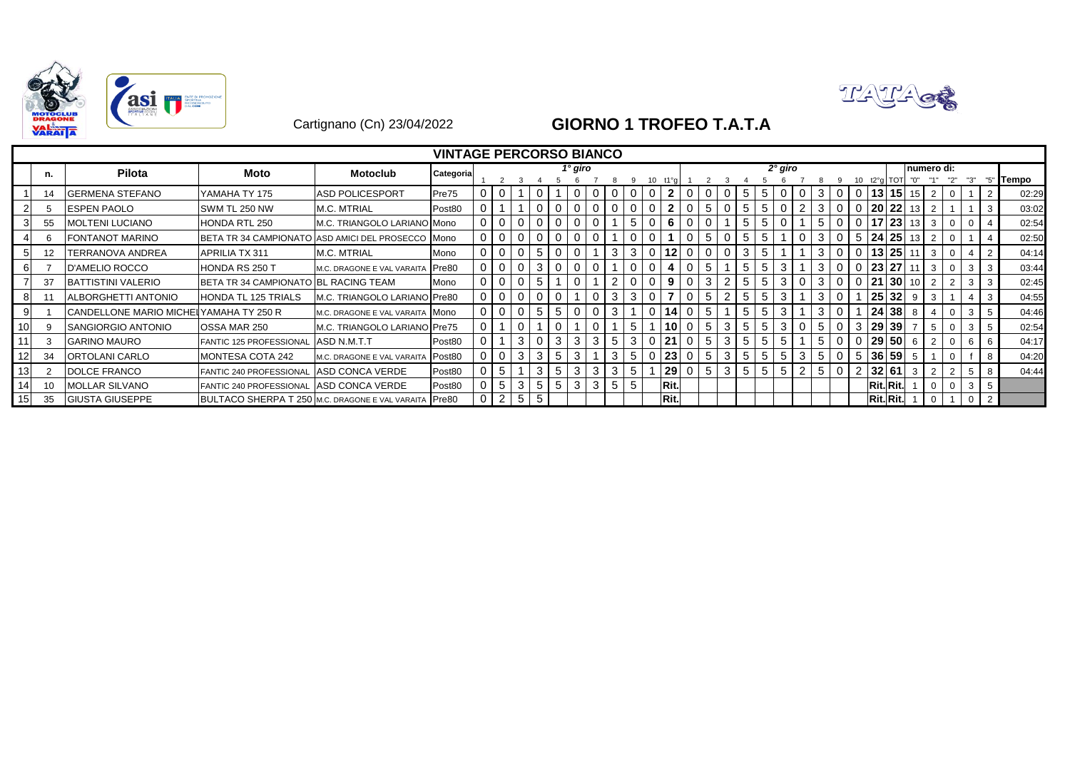Cartignano (Cn) 23/04/2022

# GIORNO 1 TROFEO T.A.T.A

## VINTAGE PERCORSO BIANCO

| | n. | Pilota | Moto | Motoclub | Categoria | 1° giro 1 | 2 | 3 | 4 | 5 | 6 | 7 | 8 | 9 | 10 | t1°g | 2° giro 1 | 2 | 3 | 4 | 5 | 6 | 7 | 8 | 9 | 10 | t2°g | TOT | numero di: "0" | "1" | "2" | "3" | "5" | Tempo |
|---|---|---|---|---|---|---|---|---|---|---|---|---|---|---|---|---|---|---|---|---|---|---|---|---|---|---|---|---|---|---|---|---|---|---|
| 1 | 14 | GERMENA STEFANO | YAMAHA TY 175 | ASD POLICESPORT | Pre75 | 0 | 0 | 1 | 0 | 1 | 0 | 0 | 0 | 0 | 0 | 2 | 0 | 0 | 0 | 5 | 5 | 0 | 0 | 3 | 0 | 0 | 13 | 15 | 15 | 2 | 0 | 1 | 2 | 02:29 |
| 2 | 5 | ESPEN PAOLO | SWM TL 250 NW | M.C. MTRIAL | Post80 | 0 | 1 | 1 | 0 | 0 | 0 | 0 | 0 | 0 | 0 | 2 | 0 | 5 | 0 | 5 | 5 | 0 | 2 | 3 | 0 | 0 | 20 | 22 | 13 | 2 | 1 | 1 | 3 | 03:02 |
| 3 | 55 | MOLTENI LUCIANO | HONDA RTL 250 | M.C. TRIANGOLO LARIANO | Mono | 0 | 0 | 0 | 0 | 0 | 0 | 0 | 1 | 5 | 0 | 6 | 0 | 0 | 1 | 5 | 5 | 0 | 1 | 5 | 0 | 0 | 17 | 23 | 13 | 3 | 0 | 0 | 4 | 02:54 |
| 4 | 6 | FONTANOT MARINO | BETA TR 34 CAMPIONATO | ASD AMICI DEL PROSECCO | Mono | 0 | 0 | 0 | 0 | 0 | 0 | 0 | 1 | 0 | 0 | 1 | 0 | 5 | 0 | 5 | 5 | 1 | 0 | 3 | 0 | 5 | 24 | 25 | 13 | 2 | 0 | 1 | 4 | 02:50 |
| 5 | 12 | TERRANOVA ANDREA | APRILIA TX 311 | M.C. MTRIAL | Mono | 0 | 0 | 0 | 5 | 0 | 0 | 1 | 3 | 3 | 0 | 12 | 0 | 0 | 0 | 3 | 5 | 1 | 1 | 3 | 0 | 0 | 13 | 25 | 11 | 3 | 0 | 4 | 2 | 04:14 |
| 6 | 7 | D'AMELIO ROCCO | HONDA RS 250 T | M.C. DRAGONE E VAL VARAITA | Pre80 | 0 | 0 | 0 | 3 | 0 | 0 | 0 | 1 | 0 | 0 | 4 | 0 | 5 | 1 | 5 | 5 | 3 | 1 | 3 | 0 | 0 | 23 | 27 | 11 | 3 | 0 | 3 | 3 | 03:44 |
| 7 | 37 | BATTISTINI VALERIO | BETA TR 34 CAMPIONATO | BL RACING TEAM | Mono | 0 | 0 | 0 | 5 | 1 | 0 | 1 | 2 | 0 | 0 | 9 | 0 | 3 | 2 | 5 | 5 | 3 | 0 | 3 | 0 | 0 | 21 | 30 | 10 | 2 | 2 | 3 | 3 | 02:45 |
| 8 | 11 | ALBORGHETTI ANTONIO | HONDA TL 125 TRIALS | M.C. TRIANGOLO LARIANO | Pre80 | 0 | 0 | 0 | 0 | 0 | 1 | 0 | 3 | 3 | 0 | 7 | 0 | 5 | 2 | 5 | 5 | 3 | 1 | 3 | 0 | 1 | 25 | 32 | 9 | 3 | 1 | 4 | 3 | 04:55 |
| 9 | 1 | CANDELLONE MARIO MICHELE | YAMAHA TY 250 R | M.C. DRAGONE E VAL VARAITA | Mono | 0 | 0 | 0 | 5 | 5 | 0 | 0 | 3 | 1 | 0 | 14 | 0 | 5 | 1 | 5 | 5 | 3 | 1 | 3 | 0 | 1 | 24 | 38 | 8 | 4 | 0 | 3 | 5 | 04:46 |
| 10 | 9 | SANGIORGIO ANTONIO | OSSA MAR 250 | M.C. TRIANGOLO LARIANO | Pre75 | 0 | 1 | 0 | 1 | 0 | 1 | 0 | 1 | 5 | 1 | 10 | 0 | 5 | 3 | 5 | 5 | 3 | 0 | 5 | 0 | 3 | 29 | 39 | 7 | 5 | 0 | 3 | 5 | 02:54 |
| 11 | 3 | GARINO MAURO | FANTIC 125 PROFESSIONAL | ASD N.M.T.T | Post80 | 0 | 1 | 3 | 0 | 3 | 3 | 3 | 5 | 3 | 0 | 21 | 0 | 5 | 3 | 5 | 5 | 5 | 1 | 5 | 0 | 0 | 29 | 50 | 6 | 2 | 0 | 6 | 6 | 04:17 |
| 12 | 34 | ORTOLANI CARLO | MONTESA COTA 242 | M.C. DRAGONE E VAL VARAITA | Post80 | 0 | 0 | 3 | 3 | 5 | 3 | 1 | 3 | 5 | 0 | 23 | 0 | 5 | 3 | 5 | 5 | 5 | 3 | 5 | 0 | 5 | 36 | 59 | 5 | 1 | 0 | f | 8 | 04:20 |
| 13 | 2 | DOLCE FRANCO | FANTIC 240 PROFESSIONAL | ASD CONCA VERDE | Post80 | 0 | 5 | 1 | 3 | 5 | 3 | 3 | 3 | 5 | 1 | 29 | 0 | 5 | 3 | 5 | 5 | 5 | 2 | 5 | 0 | 2 | 32 | 61 | 3 | 2 | 2 | 5 | 8 | 04:44 |
| 14 | 10 | MOLLAR SILVANO | FANTIC 240 PROFESSIONAL | ASD CONCA VERDE | Post80 | 0 | 5 | 3 | 5 | 5 | 3 | 3 | 5 | 5 | | Rit. | | | | | | | | | | | Rit. | Rit. | 1 | 0 | 0 | 3 | 5 | |
| 15 | 35 | GIUSTA GIUSEPPE | BULTACO SHERPA T 250 | M.C. DRAGONE E VAL VARAITA | Pre80 | 0 | 2 | 5 | 5 | | | | | | | Rit. | | | | | | | | | | | Rit. | Rit. | 1 | 0 | 1 | 0 | 2 | |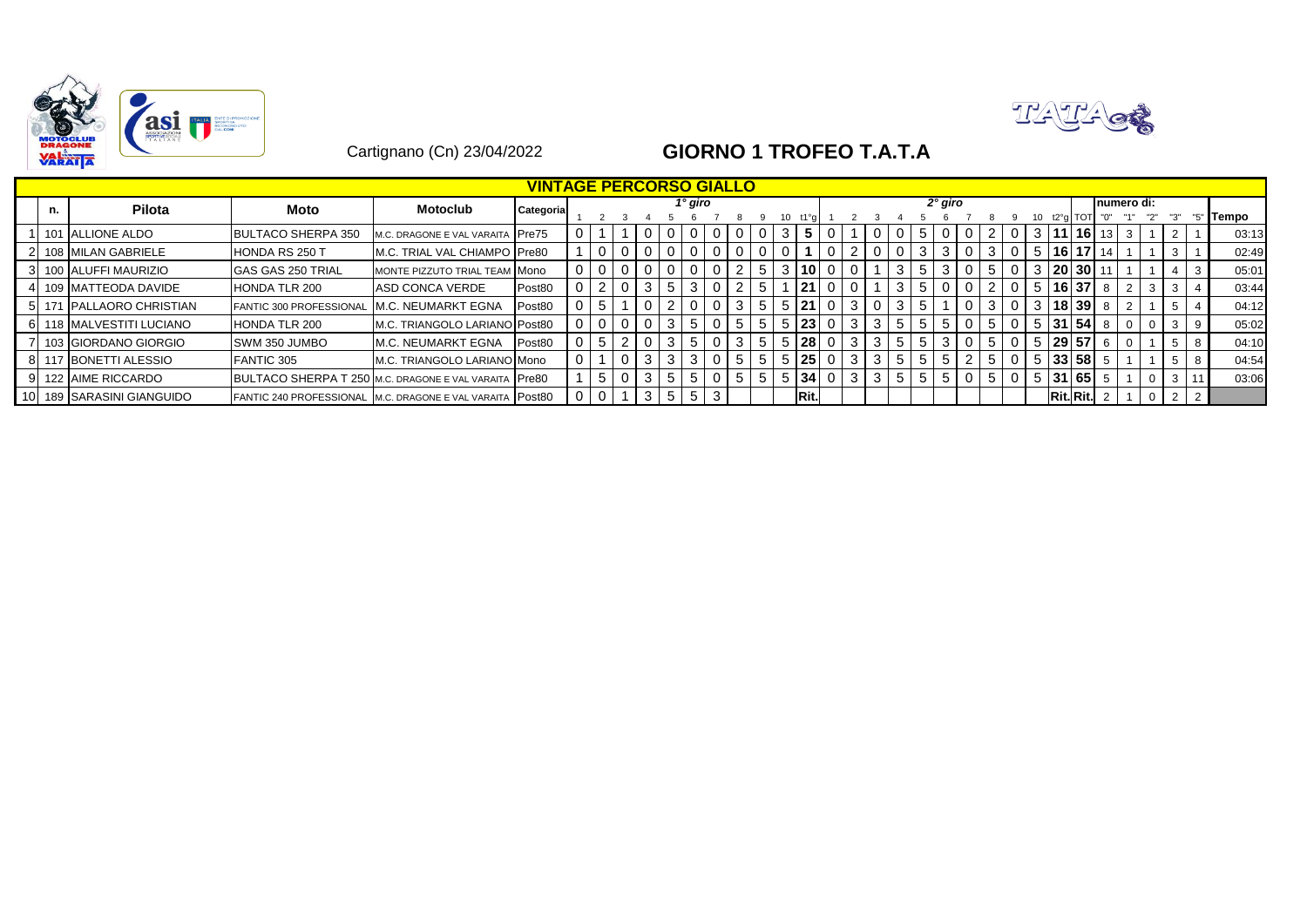Cartignano (Cn) 23/04/2022

# GIORNO 1 TROFEO T.A.T.A

| | n. | Pilota | Moto | Motoclub | Categoria | 1° giro | | | | | | | | | | | 2° giro | | | | | | | | | | | | numero di: | | | | | Tempo |
|---|---|---|---|---|---|---|---|---|---|---|---|---|---|---|---|---|---|---|---|---|---|---|---|---|---|---|---|---|---|---|---|---|---|---|
| | | | | | | 1 | 2 | 3 | 4 | 5 | 6 | 7 | 8 | 9 | 10 | t1°g | 1 | 2 | 3 | 4 | 5 | 6 | 7 | 8 | 9 | 10 | t2°g | TOT | "0" | "1" | "2" | "3" | "5" | |
| 1 | 101 | ALLIONE ALDO | BULTACO SHERPA 350 | M.C. DRAGONE E VAL VARAITA | Pre75 | 0 | 1 | 1 | 0 | 0 | 0 | 0 | 0 | 0 | 3 | **5** | 0 | 1 | 0 | 0 | 5 | 0 | 0 | 2 | 0 | 3 | **11** | **16** | 13 | 3 | 1 | 2 | 1 | 03:13 |
| 2 | 108 | MILAN GABRIELE | HONDA RS 250 T | M.C. TRIAL VAL CHIAMPO | Pre80 | 1 | 0 | 0 | 0 | 0 | 0 | 0 | 0 | 0 | 0 | **1** | 0 | 2 | 0 | 0 | 3 | 3 | 0 | 3 | 0 | 5 | **16** | **17** | 14 | 1 | 1 | 3 | 1 | 02:49 |
| 3 | 100 | ALUFFI MAURIZIO | GAS GAS 250 TRIAL | MONTE PIZZUTO TRIAL TEAM | Mono | 0 | 0 | 0 | 0 | 0 | 0 | 0 | 2 | 5 | 3 | **10** | 0 | 0 | 1 | 3 | 5 | 3 | 0 | 5 | 0 | 3 | **20** | **30** | 11 | 1 | 1 | 4 | 3 | 05:01 |
| 4 | 109 | MATTEODA DAVIDE | HONDA TLR 200 | ASD CONCA VERDE | Post80 | 0 | 2 | 0 | 3 | 5 | 3 | 0 | 2 | 5 | 1 | **21** | 0 | 0 | 1 | 3 | 5 | 0 | 0 | 2 | 0 | 5 | **16** | **37** | 8 | 2 | 3 | 3 | 4 | 03:44 |
| 5 | 171 | PALLAORO CHRISTIAN | FANTIC 300 PROFESSIONAL | M.C. NEUMARKT EGNA | Post80 | 0 | 5 | 1 | 0 | 2 | 0 | 0 | 3 | 5 | 5 | **21** | 0 | 3 | 0 | 3 | 5 | 1 | 0 | 3 | 0 | 3 | **18** | **39** | 8 | 2 | 1 | 5 | 4 | 04:12 |
| 6 | 118 | MALVESTITI LUCIANO | HONDA TLR 200 | M.C. TRIANGOLO LARIANO | Post80 | 0 | 0 | 0 | 0 | 3 | 5 | 0 | 5 | 5 | 5 | **23** | 0 | 3 | 3 | 5 | 5 | 5 | 0 | 5 | 0 | 5 | **31** | **54** | 8 | 0 | 0 | 3 | 9 | 05:02 |
| 7 | 103 | GIORDANO GIORGIO | SWM 350 JUMBO | M.C. NEUMARKT EGNA | Post80 | 0 | 5 | 2 | 0 | 3 | 5 | 0 | 3 | 5 | 5 | **28** | 0 | 3 | 3 | 5 | 5 | 3 | 0 | 5 | 0 | 5 | **29** | **57** | 6 | 0 | 1 | 5 | 8 | 04:10 |
| 8 | 117 | BONETTI ALESSIO | FANTIC 305 | M.C. TRIANGOLO LARIANO | Mono | 0 | 1 | 0 | 3 | 3 | 3 | 0 | 5 | 5 | 5 | **25** | 0 | 3 | 3 | 5 | 5 | 5 | 2 | 5 | 0 | 5 | **33** | **58** | 5 | 1 | 1 | 5 | 8 | 04:54 |
| 9 | 122 | AIME RICCARDO | BULTACO SHERPA T 250 | M.C. DRAGONE E VAL VARAITA | Pre80 | 1 | 5 | 0 | 3 | 5 | 5 | 0 | 5 | 5 | 5 | **34** | 0 | 3 | 3 | 5 | 5 | 5 | 0 | 5 | 0 | 5 | **31** | **65** | 5 | 1 | 0 | 3 | 11 | 03:06 |
| 10 | 189 | SARASINI GIANGUIDO | FANTIC 240 PROFESSIONAL | M.C. DRAGONE E VAL VARAITA | Post80 | 0 | 0 | 1 | 3 | 5 | 5 | 3 | | | | **Rit.** | | | | | | | | | | | **Rit.** | **Rit.** | 2 | 1 | 0 | 2 | 2 | |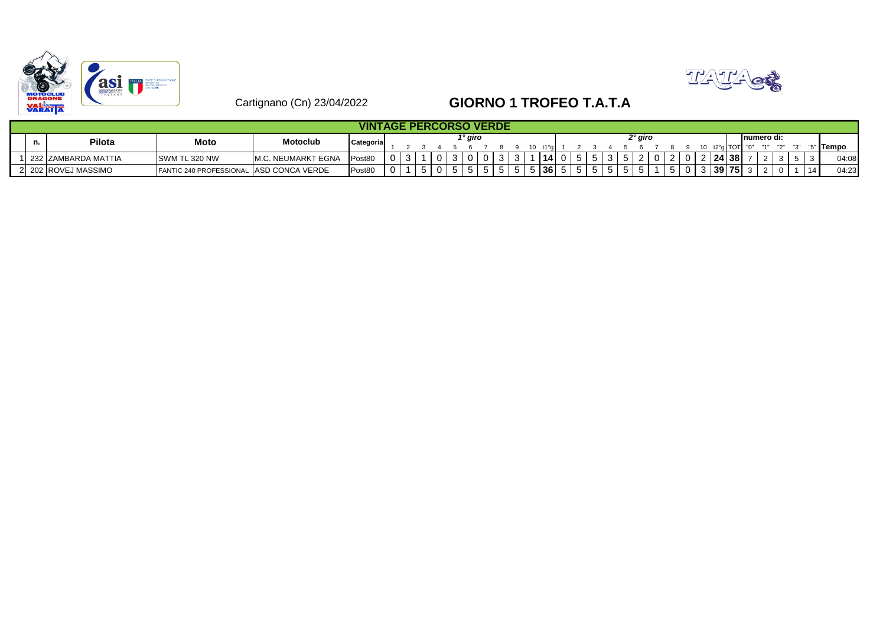Cartignano (Cn) 23/04/2022

# GIORNO 1 TROFEO T.A.T.A

| | n. | Pilota | Moto | Motoclub | Categoria | 1° giro | | | | | | | | | | | 2° giro | | | | | | | | | | | | numero di: | | | | | | Tempo |
|---|---|---|---|---|---|---|---|---|---|---|---|---|---|---|---|---|---|---|---|---|---|---|---|---|---|---|---|---|---|---|---|---|---|---|---|
| | | | | | | 1 | 2 | 3 | 4 | 5 | 6 | 7 | 8 | 9 | 10 | t1°g | 1 | 2 | 3 | 4 | 5 | 6 | 7 | 8 | 9 | 10 | t2°g | TOT | "0" | "1" | "2" | "3" | "5" | |
| 1 | 232 | ZAMBARDA MATTIA | SWM TL 320 NW | M.C. NEUMARKT EGNA | Post80 | 0 | 3 | 1 | 0 | 3 | 0 | 0 | 3 | 3 | 1 | **14** | 0 | 5 | 5 | 3 | 5 | 2 | 0 | 2 | 0 | 2 | **24** | **38** | 7 | 2 | 3 | 5 | 3 | 04:08 |
| 2 | 202 | ROVEJ MASSIMO | FANTIC 240 PROFESSIONAL | ASD CONCA VERDE | Post80 | 0 | 1 | 5 | 0 | 5 | 5 | 5 | 5 | 5 | 5 | **36** | 5 | 5 | 5 | 5 | 5 | 5 | 1 | 5 | 0 | 3 | **39** | **75** | 3 | 2 | 0 | 1 | 14 | 04:23 |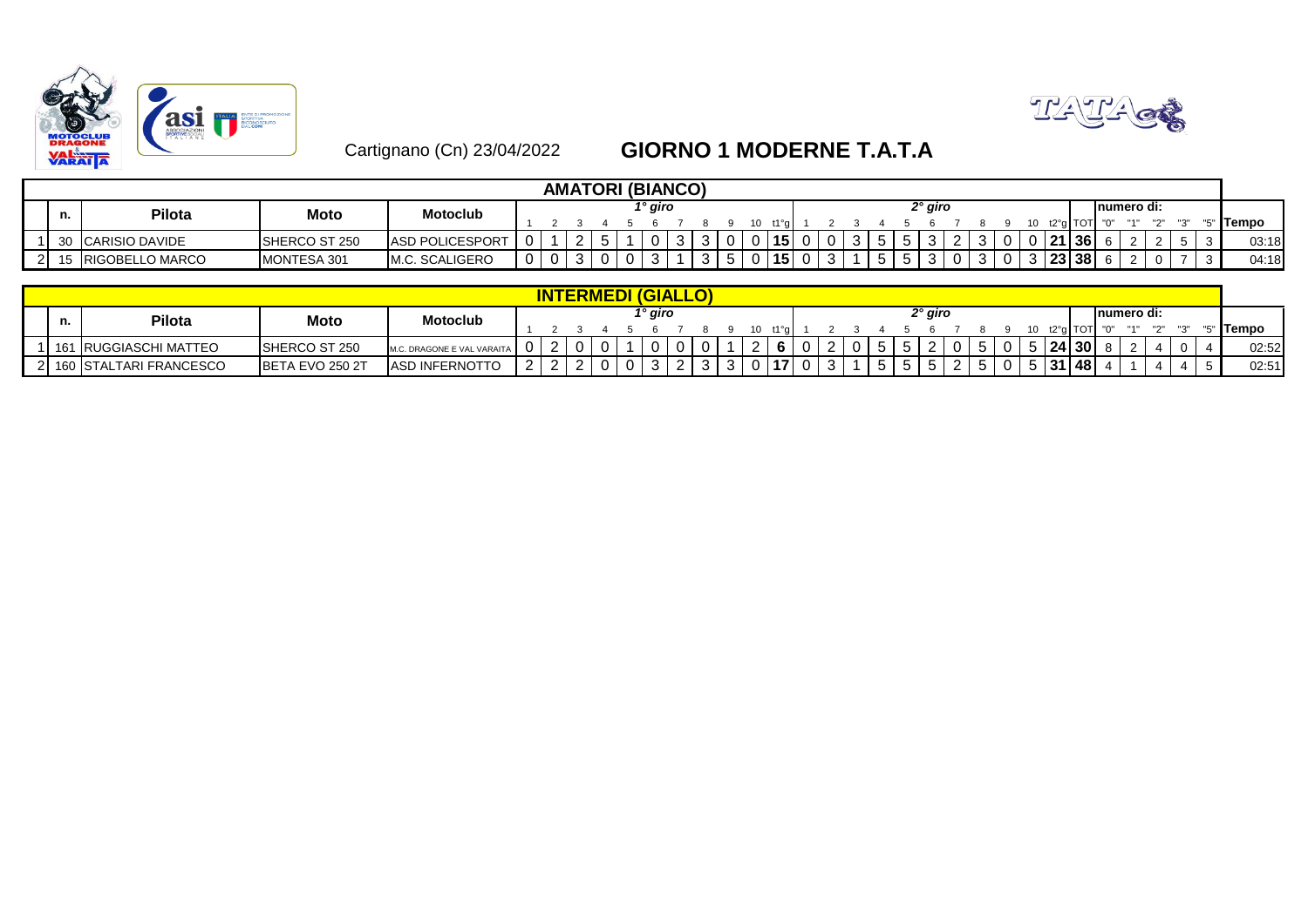Cartignano (Cn) 23/04/2022

# GIORNO 1 MODERNE T.A.T.A

| | | | | | 1° giro | | | | | | | | | | | 2° giro | | | | | | | | | | | | numero di: | | | | | |
|---|---|---|---|---|---|---|---|---|---|---|---|---|---|---|---|---|---|---|---|---|---|---|---|---|---|---|---|---|---|---|---|---|---|
| **AMATORI (BIANCO)** | | | | | | | | | | | | | | | | | | | | | | | | | | | | | | | | | |
| | n. | Pilota | Moto | Motoclub | 1 | 2 | 3 | 4 | 5 | 6 | 7 | 8 | 9 | 10 | t1°g | 1 | 2 | 3 | 4 | 5 | 6 | 7 | 8 | 9 | 10 | t2°g | TOT | "0" | "1" | "2" | "3" | "5" | Tempo |
| 1 | 30 | CARISIO DAVIDE | SHERCO ST 250 | ASD POLICESPORT | 0 | 1 | 2 | 5 | 1 | 0 | 3 | 3 | 0 | 0 | **15** | 0 | 0 | 3 | 5 | 5 | 3 | 2 | 3 | 0 | 0 | **21** | **36** | 6 | 2 | 2 | 5 | 3 | 03:18 |
| 2 | 15 | RIGOBELLO MARCO | MONTESA 301 | M.C. SCALIGERO | 0 | 0 | 3 | 0 | 0 | 3 | 1 | 3 | 5 | 0 | **15** | 0 | 3 | 1 | 5 | 5 | 3 | 0 | 3 | 0 | 3 | **23** | **38** | 6 | 2 | 0 | 7 | 3 | 04:18 |

| | | | | | 1° giro | | | | | | | | | | | 2° giro | | | | | | | | | | | | numero di: | | | | | |
|---|---|---|---|---|---|---|---|---|---|---|---|---|---|---|---|---|---|---|---|---|---|---|---|---|---|---|---|---|---|---|---|---|---|
| **INTERMEDI (GIALLO)** | | | | | | | | | | | | | | | | | | | | | | | | | | | | | | | | | |
| | n. | Pilota | Moto | Motoclub | 1 | 2 | 3 | 4 | 5 | 6 | 7 | 8 | 9 | 10 | t1°g | 1 | 2 | 3 | 4 | 5 | 6 | 7 | 8 | 9 | 10 | t2°g | TOT | "0" | "1" | "2" | "3" | "5" | Tempo |
| 1 | 161 | RUGGIASCHI MATTEO | SHERCO ST 250 | M.C. DRAGONE E VAL VARAITA | 0 | 2 | 0 | 0 | 1 | 0 | 0 | 0 | 1 | 2 | **6** | 0 | 2 | 0 | 5 | 5 | 2 | 0 | 5 | 0 | 5 | **24** | **30** | 8 | 2 | 4 | 0 | 4 | 02:52 |
| 2 | 160 | STALTARI FRANCESCO | BETA EVO 250 2T | ASD INFERNOTTO | 2 | 2 | 2 | 0 | 0 | 3 | 2 | 3 | 3 | 0 | **17** | 0 | 3 | 1 | 5 | 5 | 5 | 2 | 5 | 0 | 5 | **31** | **48** | 4 | 1 | 4 | 4 | 5 | 02:51 |